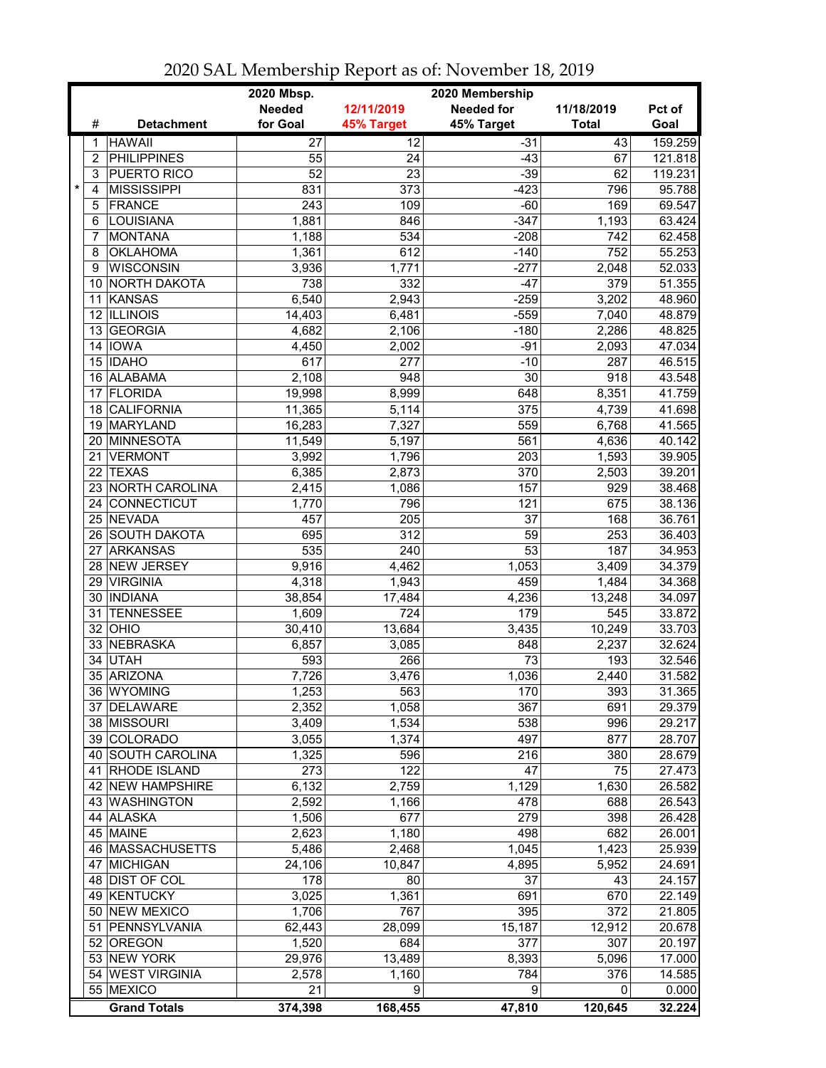# 2020 SAL Membership Report as of: November 18, 2019

| | # | Detachment | 2020 Mbsp. Needed for Goal | 12/11/2019 45% Target | 2020 Membership Needed for 45% Target | 11/18/2019 Total | Pct of Goal |
|---|---|---|---|---|---|---|---|
| | 1 | HAWAII | 27 | 12 | -31 | 43 | 159.259 |
| | 2 | PHILIPPINES | 55 | 24 | -43 | 67 | 121.818 |
| | 3 | PUERTO RICO | 52 | 23 | -39 | 62 | 119.231 |
| * | 4 | MISSISSIPPI | 831 | 373 | -423 | 796 | 95.788 |
| | 5 | FRANCE | 243 | 109 | -60 | 169 | 69.547 |
| | 6 | LOUISIANA | 1,881 | 846 | -347 | 1,193 | 63.424 |
| | 7 | MONTANA | 1,188 | 534 | -208 | 742 | 62.458 |
| | 8 | OKLAHOMA | 1,361 | 612 | -140 | 752 | 55.253 |
| | 9 | WISCONSIN | 3,936 | 1,771 | -277 | 2,048 | 52.033 |
| | 10 | NORTH DAKOTA | 738 | 332 | -47 | 379 | 51.355 |
| | 11 | KANSAS | 6,540 | 2,943 | -259 | 3,202 | 48.960 |
| | 12 | ILLINOIS | 14,403 | 6,481 | -559 | 7,040 | 48.879 |
| | 13 | GEORGIA | 4,682 | 2,106 | -180 | 2,286 | 48.825 |
| | 14 | IOWA | 4,450 | 2,002 | -91 | 2,093 | 47.034 |
| | 15 | IDAHO | 617 | 277 | -10 | 287 | 46.515 |
| | 16 | ALABAMA | 2,108 | 948 | 30 | 918 | 43.548 |
| | 17 | FLORIDA | 19,998 | 8,999 | 648 | 8,351 | 41.759 |
| | 18 | CALIFORNIA | 11,365 | 5,114 | 375 | 4,739 | 41.698 |
| | 19 | MARYLAND | 16,283 | 7,327 | 559 | 6,768 | 41.565 |
| | 20 | MINNESOTA | 11,549 | 5,197 | 561 | 4,636 | 40.142 |
| | 21 | VERMONT | 3,992 | 1,796 | 203 | 1,593 | 39.905 |
| | 22 | TEXAS | 6,385 | 2,873 | 370 | 2,503 | 39.201 |
| | 23 | NORTH CAROLINA | 2,415 | 1,086 | 157 | 929 | 38.468 |
| | 24 | CONNECTICUT | 1,770 | 796 | 121 | 675 | 38.136 |
| | 25 | NEVADA | 457 | 205 | 37 | 168 | 36.761 |
| | 26 | SOUTH DAKOTA | 695 | 312 | 59 | 253 | 36.403 |
| | 27 | ARKANSAS | 535 | 240 | 53 | 187 | 34.953 |
| | 28 | NEW JERSEY | 9,916 | 4,462 | 1,053 | 3,409 | 34.379 |
| | 29 | VIRGINIA | 4,318 | 1,943 | 459 | 1,484 | 34.368 |
| | 30 | INDIANA | 38,854 | 17,484 | 4,236 | 13,248 | 34.097 |
| | 31 | TENNESSEE | 1,609 | 724 | 179 | 545 | 33.872 |
| | 32 | OHIO | 30,410 | 13,684 | 3,435 | 10,249 | 33.703 |
| | 33 | NEBRASKA | 6,857 | 3,085 | 848 | 2,237 | 32.624 |
| | 34 | UTAH | 593 | 266 | 73 | 193 | 32.546 |
| | 35 | ARIZONA | 7,726 | 3,476 | 1,036 | 2,440 | 31.582 |
| | 36 | WYOMING | 1,253 | 563 | 170 | 393 | 31.365 |
| | 37 | DELAWARE | 2,352 | 1,058 | 367 | 691 | 29.379 |
| | 38 | MISSOURI | 3,409 | 1,534 | 538 | 996 | 29.217 |
| | 39 | COLORADO | 3,055 | 1,374 | 497 | 877 | 28.707 |
| | 40 | SOUTH CAROLINA | 1,325 | 596 | 216 | 380 | 28.679 |
| | 41 | RHODE ISLAND | 273 | 122 | 47 | 75 | 27.473 |
| | 42 | NEW HAMPSHIRE | 6,132 | 2,759 | 1,129 | 1,630 | 26.582 |
| | 43 | WASHINGTON | 2,592 | 1,166 | 478 | 688 | 26.543 |
| | 44 | ALASKA | 1,506 | 677 | 279 | 398 | 26.428 |
| | 45 | MAINE | 2,623 | 1,180 | 498 | 682 | 26.001 |
| | 46 | MASSACHUSETTS | 5,486 | 2,468 | 1,045 | 1,423 | 25.939 |
| | 47 | MICHIGAN | 24,106 | 10,847 | 4,895 | 5,952 | 24.691 |
| | 48 | DIST OF COL | 178 | 80 | 37 | 43 | 24.157 |
| | 49 | KENTUCKY | 3,025 | 1,361 | 691 | 670 | 22.149 |
| | 50 | NEW MEXICO | 1,706 | 767 | 395 | 372 | 21.805 |
| | 51 | PENNSYLVANIA | 62,443 | 28,099 | 15,187 | 12,912 | 20.678 |
| | 52 | OREGON | 1,520 | 684 | 377 | 307 | 20.197 |
| | 53 | NEW YORK | 29,976 | 13,489 | 8,393 | 5,096 | 17.000 |
| | 54 | WEST VIRGINIA | 2,578 | 1,160 | 784 | 376 | 14.585 |
| | 55 | MEXICO | 21 | 9 | 9 | 0 | 0.000 |
| | | **Grand Totals** | **374,398** | **168,455** | **47,810** | **120,645** | **32.224** |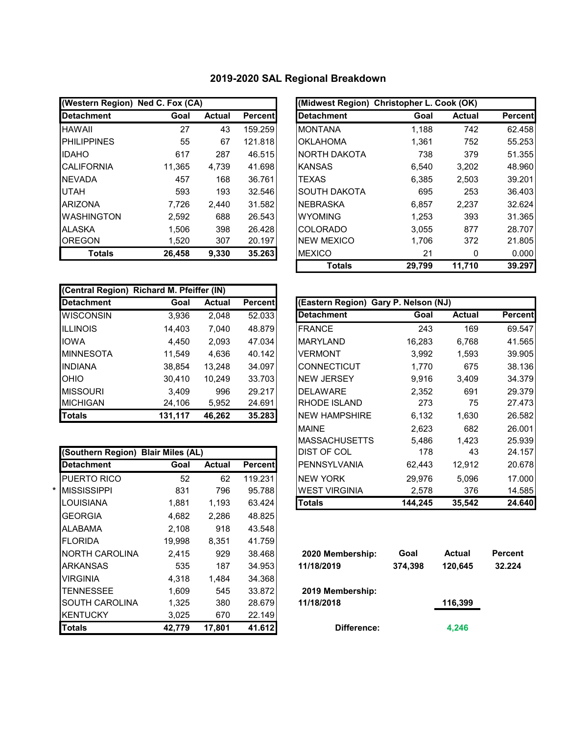# 2019-2020 SAL Regional Breakdown

| (Western Region) Ned C. Fox (CA) | | | |
|---|---|---|---|
| **Detachment** | **Goal** | **Actual** | **Percent** |
| HAWAII | 27 | 43 | 159.259 |
| PHILIPPINES | 55 | 67 | 121.818 |
| IDAHO | 617 | 287 | 46.515 |
| CALIFORNIA | 11,365 | 4,739 | 41.698 |
| NEVADA | 457 | 168 | 36.761 |
| UTAH | 593 | 193 | 32.546 |
| ARIZONA | 7,726 | 2,440 | 31.582 |
| WASHINGTON | 2,592 | 688 | 26.543 |
| ALASKA | 1,506 | 398 | 26.428 |
| OREGON | 1,520 | 307 | 20.197 |
| **Totals** | **26,458** | **9,330** | **35.263** |

| (Midwest Region) Christopher L. Cook (OK) | | | |
|---|---|---|---|
| **Detachment** | **Goal** | **Actual** | **Percent** |
| MONTANA | 1,188 | 742 | 62.458 |
| OKLAHOMA | 1,361 | 752 | 55.253 |
| NORTH DAKOTA | 738 | 379 | 51.355 |
| KANSAS | 6,540 | 3,202 | 48.960 |
| TEXAS | 6,385 | 2,503 | 39.201 |
| SOUTH DAKOTA | 695 | 253 | 36.403 |
| NEBRASKA | 6,857 | 2,237 | 32.624 |
| WYOMING | 1,253 | 393 | 31.365 |
| COLORADO | 3,055 | 877 | 28.707 |
| NEW MEXICO | 1,706 | 372 | 21.805 |
| MEXICO | 21 | 0 | 0.000 |
| **Totals** | **29,799** | **11,710** | **39.297** |

| (Central Region) Richard M. Pfeiffer (IN) | | | |
|---|---|---|---|
| **Detachment** | **Goal** | **Actual** | **Percent** |
| WISCONSIN | 3,936 | 2,048 | 52.033 |
| ILLINOIS | 14,403 | 7,040 | 48.879 |
| IOWA | 4,450 | 2,093 | 47.034 |
| MINNESOTA | 11,549 | 4,636 | 40.142 |
| INDIANA | 38,854 | 13,248 | 34.097 |
| OHIO | 30,410 | 10,249 | 33.703 |
| MISSOURI | 3,409 | 996 | 29.217 |
| MICHIGAN | 24,106 | 5,952 | 24.691 |
| **Totals** | **131,117** | **46,262** | **35.283** |

| (Eastern Region) Gary P. Nelson (NJ) | | | |
|---|---|---|---|
| **Detachment** | **Goal** | **Actual** | **Percent** |
| FRANCE | 243 | 169 | 69.547 |
| MARYLAND | 16,283 | 6,768 | 41.565 |
| VERMONT | 3,992 | 1,593 | 39.905 |
| CONNECTICUT | 1,770 | 675 | 38.136 |
| NEW JERSEY | 9,916 | 3,409 | 34.379 |
| DELAWARE | 2,352 | 691 | 29.379 |
| RHODE ISLAND | 273 | 75 | 27.473 |
| NEW HAMPSHIRE | 6,132 | 1,630 | 26.582 |
| MAINE | 2,623 | 682 | 26.001 |
| MASSACHUSETTS | 5,486 | 1,423 | 25.939 |
| DIST OF COL | 178 | 43 | 24.157 |
| PENNSYLVANIA | 62,443 | 12,912 | 20.678 |
| NEW YORK | 29,976 | 5,096 | 17.000 |
| WEST VIRGINIA | 2,578 | 376 | 14.585 |
| **Totals** | **144,245** | **35,542** | **24.640** |

| (Southern Region) Blair Miles (AL) | | | |
|---|---|---|---|
| **Detachment** | **Goal** | **Actual** | **Percent** |
| PUERTO RICO | 52 | 62 | 119.231 |
| * MISSISSIPPI | 831 | 796 | 95.788 |
| LOUISIANA | 1,881 | 1,193 | 63.424 |
| GEORGIA | 4,682 | 2,286 | 48.825 |
| ALABAMA | 2,108 | 918 | 43.548 |
| FLORIDA | 19,998 | 8,351 | 41.759 |
| NORTH CAROLINA | 2,415 | 929 | 38.468 |
| ARKANSAS | 535 | 187 | 34.953 |
| VIRGINIA | 4,318 | 1,484 | 34.368 |
| TENNESSEE | 1,609 | 545 | 33.872 |
| SOUTH CAROLINA | 1,325 | 380 | 28.679 |
| KENTUCKY | 3,025 | 670 | 22.149 |
| **Totals** | **42,779** | **17,801** | **41.612** |

| **2020 Membership:** | **Goal** | **Actual** | **Percent** |
|---|---|---|---|
| **11/18/2019** | **374,398** | **120,645** | **32.224** |
| **2019 Membership:** | | | |
| **11/18/2018** | | **116,399** | |
| **Difference:** | | **4,246** | |